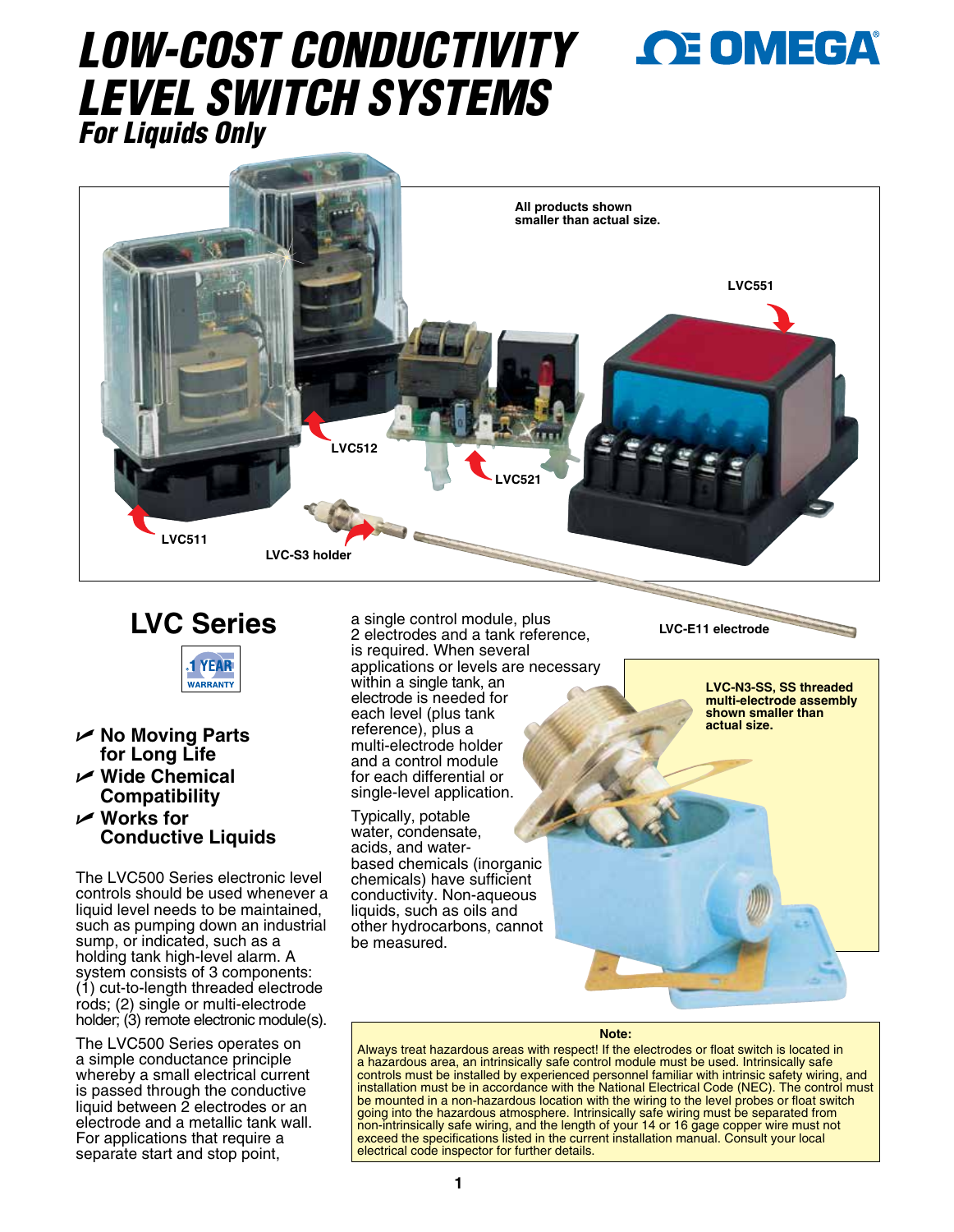# LOW-COST CONDUCTIVITY LEVEL SWITCH SYSTEMS

## *For Liquids Only*

All products shown smaller than actual size.

LVC551

LVC512

LVC521

LVC511

LVC-S3 holder

LVC-E11 electrode

LVC-N3-SS, SS threaded multi-electrode assembly shown smaller than actual size.

## LVC Series

1 YEAR WARRANTY

- **No Moving Parts for Long Life**
- **Wide Chemical Compatibility**
- **Works for Conductive Liquids**

The LVC500 Series electronic level controls should be used whenever a liquid level needs to be maintained, such as pumping down an industrial sump, or indicated, such as a holding tank high-level alarm. A system consists of 3 components: (1) cut-to-length threaded electrode rods; (2) single or multi-electrode holder; (3) remote electronic module(s).

The LVC500 Series operates on a simple conductance principle whereby a small electrical current is passed through the conductive liquid between 2 electrodes or an electrode and a metallic tank wall. For applications that require a separate start and stop point, a single control module, plus 2 electrodes and a tank reference, is required. When several applications or levels are necessary within a single tank, an electrode is needed for each level (plus tank reference), plus a multi-electrode holder and a control module for each differential or single-level application.

Typically, potable water, condensate, acids, and water-based chemicals (inorganic chemicals) have sufficient conductivity. Non-aqueous liquids, such as oils and other hydrocarbons, cannot be measured.

**Note:**

Always treat hazardous areas with respect! If the electrodes or float switch is located in a hazardous area, an intrinsically safe control module must be used. Intrinsically safe controls must be installed by experienced personnel familiar with intrinsic safety wiring, and installation must be in accordance with the National Electrical Code (NEC). The control must be mounted in a non-hazardous location with the wiring to the level probes or float switch going into the hazardous atmosphere. Intrinsically safe wiring must be separated from non-intrinsically safe wiring, and the length of your 14 or 16 gage copper wire must not exceed the specifications listed in the current installation manual. Consult your local electrical code inspector for further details.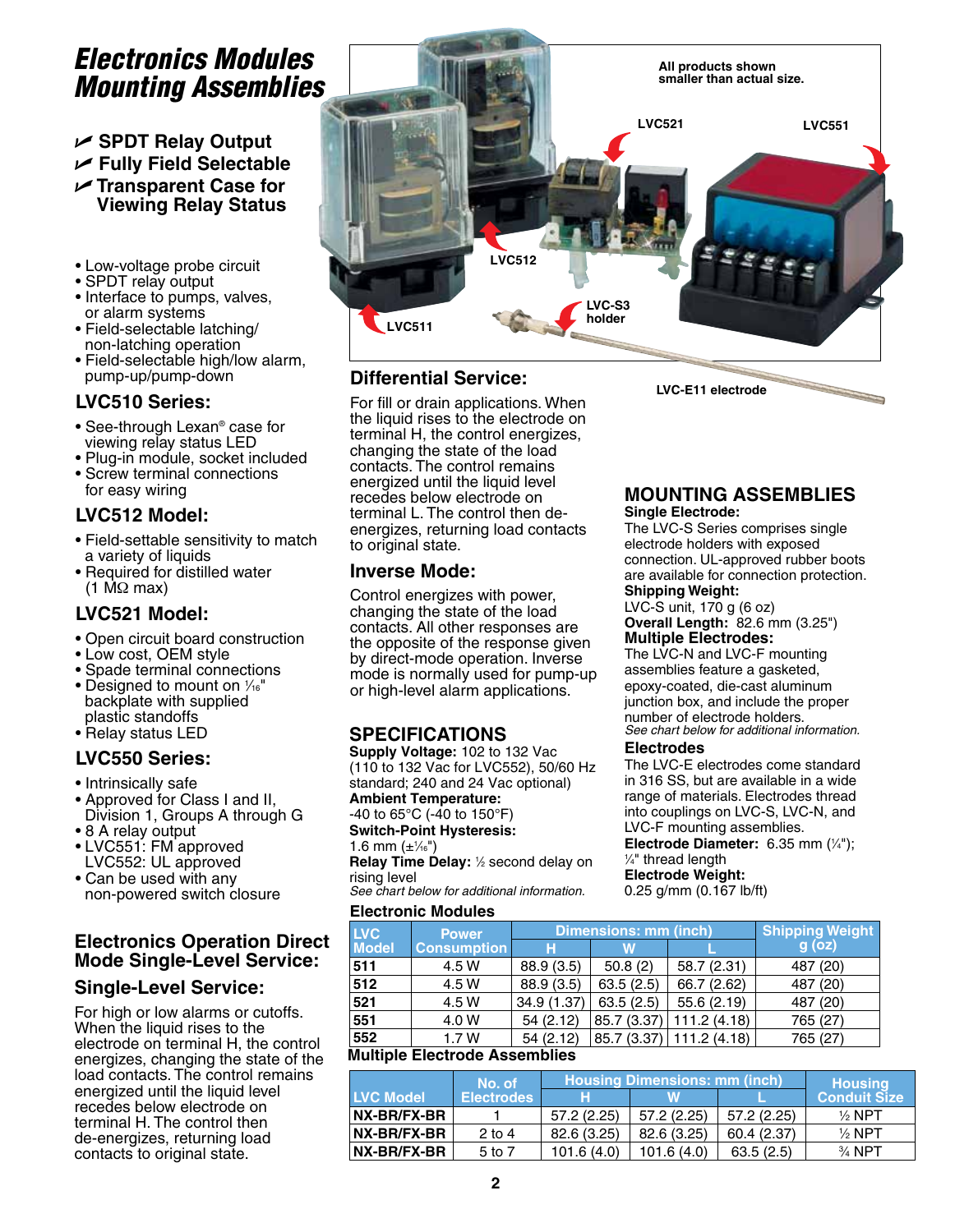# Electronics Modules Mounting Assemblies

- ✓ SPDT Relay Output
- ✓ Fully Field Selectable
- ✓ Transparent Case for Viewing Relay Status

All products shown smaller than actual size.

LVC521 LVC551 LVC512 LVC-S3 holder LVC511 LVC-E11 electrode

- Low-voltage probe circuit
- SPDT relay output
- Interface to pumps, valves, or alarm systems
- Field-selectable latching/non-latching operation
- Field-selectable high/low alarm, pump-up/pump-down

## LVC510 Series:

- See-through Lexan® case for viewing relay status LED
- Plug-in module, socket included
- Screw terminal connections for easy wiring

## LVC512 Model:

- Field-settable sensitivity to match a variety of liquids
- Required for distilled water (1 MΩ max)

## LVC521 Model:

- Open circuit board construction
- Low cost, OEM style
- Spade terminal connections
- Designed to mount on 1⁄16" backplate with supplied plastic standoffs
- Relay status LED

## LVC550 Series:

- Intrinsically safe
- Approved for Class I and II, Division 1, Groups A through G
- 8 A relay output
- LVC551: FM approved LVC552: UL approved
- Can be used with any non-powered switch closure

## Electronics Operation Direct Mode Single-Level Service:

## Single-Level Service:

For high or low alarms or cutoffs. When the liquid rises to the electrode on terminal H, the control energizes, changing the state of the load contacts. The control remains energized until the liquid level recedes below electrode on terminal H. The control then de-energizes, returning load contacts to original state.

## Differential Service:

For fill or drain applications. When the liquid rises to the electrode on terminal H, the control energizes, changing the state of the load contacts. The control remains energized until the liquid level recedes below electrode on terminal L. The control then de-energizes, returning load contacts to original state.

## Inverse Mode:

Control energizes with power, changing the state of the load contacts. All other responses are the opposite of the response given by direct-mode operation. Inverse mode is normally used for pump-up or high-level alarm applications.

## SPECIFICATIONS

**Supply Voltage:** 102 to 132 Vac (110 to 132 Vac for LVC552), 50/60 Hz standard; 240 and 24 Vac optional)
**Ambient Temperature:** -40 to 65°C (-40 to 150°F)
**Switch-Point Hysteresis:** 1.6 mm (±1⁄16")
**Relay Time Delay:** ½ second delay on rising level
*See chart below for additional information.*

## MOUNTING ASSEMBLIES

**Single Electrode:**
The LVC-S Series comprises single electrode holders with exposed connection. UL-approved rubber boots are available for connection protection.
**Shipping Weight:** LVC-S unit, 170 g (6 oz)
**Overall Length:** 82.6 mm (3.25")
**Multiple Electrodes:**
The LVC-N and LVC-F mounting assemblies feature a gasketed, epoxy-coated, die-cast aluminum junction box, and include the proper number of electrode holders.
*See chart below for additional information.*

**Electrodes**
The LVC-E electrodes come standard in 316 SS, but are available in a wide range of materials. Electrodes thread into couplings on LVC-S, LVC-N, and LVC-F mounting assemblies.
**Electrode Diameter:** 6.35 mm (¼"); ¼" thread length
**Electrode Weight:** 0.25 g/mm (0.167 lb/ft)

**Electronic Modules**

| LVC Model | Power Consumption | Dimensions: mm (inch) | | | Shipping Weight g (oz) |
|---|---|---|---|---|---|
| | | H | W | L | |
| 511 | 4.5 W | 88.9 (3.5) | 50.8 (2) | 58.7 (2.31) | 487 (20) |
| 512 | 4.5 W | 88.9 (3.5) | 63.5 (2.5) | 66.7 (2.62) | 487 (20) |
| 521 | 4.5 W | 34.9 (1.37) | 63.5 (2.5) | 55.6 (2.19) | 487 (20) |
| 551 | 4.0 W | 54 (2.12) | 85.7 (3.37) | 111.2 (4.18) | 765 (27) |
| 552 | 1.7 W | 54 (2.12) | 85.7 (3.37) | 111.2 (4.18) | 765 (27) |

**Multiple Electrode Assemblies**

| LVC Model | No. of Electrodes | Housing Dimensions: mm (inch) | | | Housing Conduit Size |
|---|---|---|---|---|---|
| | | H | W | L | |
| NX-BR/FX-BR | 1 | 57.2 (2.25) | 57.2 (2.25) | 57.2 (2.25) | ½ NPT |
| NX-BR/FX-BR | 2 to 4 | 82.6 (3.25) | 82.6 (3.25) | 60.4 (2.37) | ½ NPT |
| NX-BR/FX-BR | 5 to 7 | 101.6 (4.0) | 101.6 (4.0) | 63.5 (2.5) | ¾ NPT |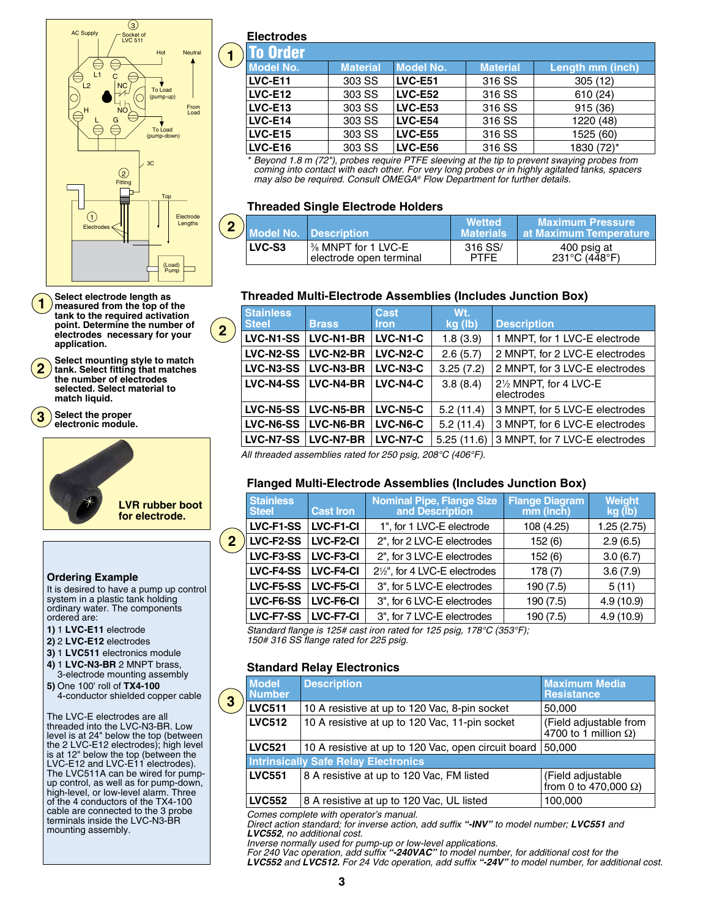AC Supply
Socket of LVC 511
Hot
Neutral
L1
C
L2
NC
To Load (pump-up)
H
NO
From Load
L
G
To Load (pump-down)
3C
Fitting
Top
Electrodes
Electrode Lengths
(Load) Pump

1. Select electrode length as measured from the top of the tank to the required activation point. Determine the number of electrodes necessary for your application.
2. Select mounting style to match tank. Select fitting that matches the number of electrodes selected. Select material to match liquid.
3. Select the proper electronic module.

**LVR rubber boot for electrode.**

### Ordering Example

It is desired to have a pump up control system in a plastic tank holding ordinary water. The components ordered are:

**1)** 1 **LVC-E11** electrode
**2)** 2 **LVC-E12** electrodes
**3)** 1 **LVC511** electronics module
**4)** 1 **LVC-N3-BR** 2 MNPT brass, 3-electrode mounting assembly
**5)** One 100' roll of **TX4-100** 4-conductor shielded copper cable

The LVC-E electrodes are all threaded into the LVC-N3-BR. Low level is at 24" below the top (between the 2 LVC-E12 electrodes); high level is at 12" below the top (between the LVC-E12 and LVC-E11 electrodes). The LVC511A can be wired for pump-up control, as well as for pump-down, high-level, or low-level alarm. Three of the 4 conductors of the TX4-100 cable are connected to the 3 probe terminals inside the LVC-N3-BR mounting assembly.

## Electrodes

### To Order

| Model No. | Material | Model No. | Material | Length mm (inch) |
|---|---|---|---|---|
| LVC-E11 | 303 SS | LVC-E51 | 316 SS | 305 (12) |
| LVC-E12 | 303 SS | LVC-E52 | 316 SS | 610 (24) |
| LVC-E13 | 303 SS | LVC-E53 | 316 SS | 915 (36) |
| LVC-E14 | 303 SS | LVC-E54 | 316 SS | 1220 (48) |
| LVC-E15 | 303 SS | LVC-E55 | 316 SS | 1525 (60) |
| LVC-E16 | 303 SS | LVC-E56 | 316 SS | 1830 (72)* |

*\* Beyond 1.8 m (72"), probes require PTFE sleeving at the tip to prevent swaying probes from coming into contact with each other. For very long probes or in highly agitated tanks, spacers may also be required. Consult OMEGA® Flow Department for further details.*

### Threaded Single Electrode Holders

| Model No. | Description | Wetted Materials | Maximum Pressure at Maximum Temperature |
|---|---|---|---|
| LVC-S3 | ⅜ MNPT for 1 LVC-E electrode open terminal | 316 SS/ PTFE | 400 psig at 231°C (448°F) |

### Threaded Multi-Electrode Assemblies (Includes Junction Box)

| Stainless Steel | Brass | Cast Iron | Wt. kg (lb) | Description |
|---|---|---|---|---|
| LVC-N1-SS | LVC-N1-BR | LVC-N1-C | 1.8 (3.9) | 1 MNPT, for 1 LVC-E electrode |
| LVC-N2-SS | LVC-N2-BR | LVC-N2-C | 2.6 (5.7) | 2 MNPT, for 2 LVC-E electrodes |
| LVC-N3-SS | LVC-N3-BR | LVC-N3-C | 3.25 (7.2) | 2 MNPT, for 3 LVC-E electrodes |
| LVC-N4-SS | LVC-N4-BR | LVC-N4-C | 3.8 (8.4) | 2½ MNPT, for 4 LVC-E electrodes |
| LVC-N5-SS | LVC-N5-BR | LVC-N5-C | 5.2 (11.4) | 3 MNPT, for 5 LVC-E electrodes |
| LVC-N6-SS | LVC-N6-BR | LVC-N6-C | 5.2 (11.4) | 3 MNPT, for 6 LVC-E electrodes |
| LVC-N7-SS | LVC-N7-BR | LVC-N7-C | 5.25 (11.6) | 3 MNPT, for 7 LVC-E electrodes |

*All threaded assemblies rated for 250 psig, 208°C (406°F).*

### Flanged Multi-Electrode Assemblies (Includes Junction Box)

| Stainless Steel | Cast Iron | Nominal Pipe, Flange Size and Description | Flange Diagram mm (inch) | Weight kg (lb) |
|---|---|---|---|---|
| LVC-F1-SS | LVC-F1-CI | 1", for 1 LVC-E electrode | 108 (4.25) | 1.25 (2.75) |
| LVC-F2-SS | LVC-F2-CI | 2", for 2 LVC-E electrodes | 152 (6) | 2.9 (6.5) |
| LVC-F3-SS | LVC-F3-CI | 2", for 3 LVC-E electrodes | 152 (6) | 3.0 (6.7) |
| LVC-F4-SS | LVC-F4-CI | 2½", for 4 LVC-E electrodes | 178 (7) | 3.6 (7.9) |
| LVC-F5-SS | LVC-F5-CI | 3", for 5 LVC-E electrodes | 190 (7.5) | 5 (11) |
| LVC-F6-SS | LVC-F6-CI | 3", for 6 LVC-E electrodes | 190 (7.5) | 4.9 (10.9) |
| LVC-F7-SS | LVC-F7-CI | 3", for 7 LVC-E electrodes | 190 (7.5) | 4.9 (10.9) |

*Standard flange is 125# cast iron rated for 125 psig, 178°C (353°F); 150# 316 SS flange rated for 225 psig.*

### Standard Relay Electronics

| Model Number | Description | Maximum Media Resistance |
|---|---|---|
| LVC511 | 10 A resistive at up to 120 Vac, 8-pin socket | 50,000 |
| LVC512 | 10 A resistive at up to 120 Vac, 11-pin socket | (Field adjustable from 4700 to 1 million Ω) |
| LVC521 | 10 A resistive at up to 120 Vac, open circuit board | 50,000 |
| **Intrinsically Safe Relay Electronics** | | |
| LVC551 | 8 A resistive at up to 120 Vac, FM listed | (Field adjustable from 0 to 470,000 Ω) |
| LVC552 | 8 A resistive at up to 120 Vac, UL listed | 100,000 |

*Comes complete with operator's manual.*
*Direct action standard; for inverse action, add suffix **"-INV"** to model number; **LVC551** and **LVC552**, no additional cost.*
*Inverse normally used for pump-up or low-level applications.*
*For 240 Vac operation, add suffix **"-240VAC"** to model number, for additional cost for the **LVC552** and **LVC512.** For 24 Vdc operation, add suffix **"-24V"** to model number, for additional cost.*